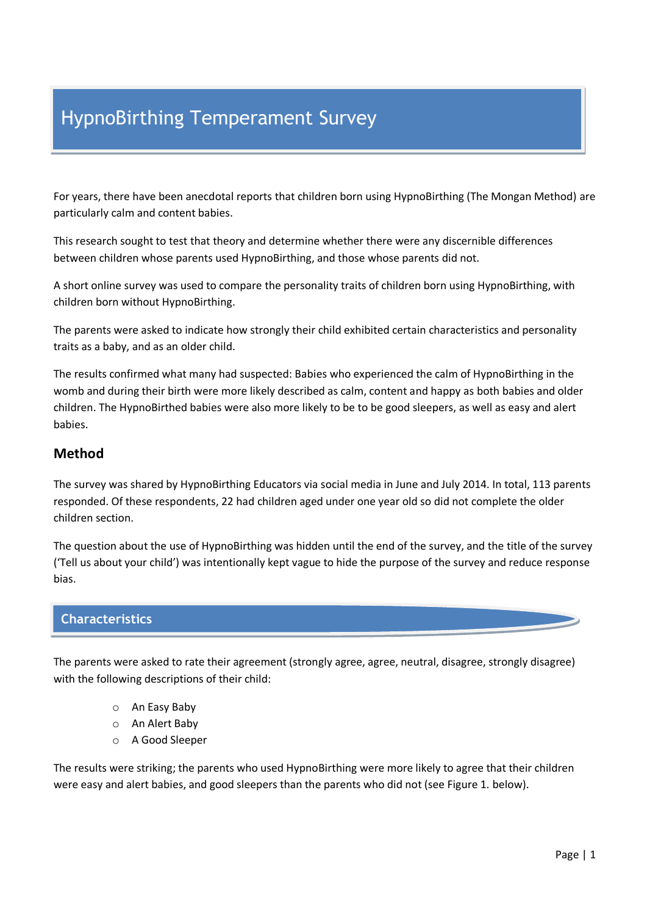# HypnoBirthing Temperament Survey

For years, there have been anecdotal reports that children born using HypnoBirthing (The Mongan Method) are particularly calm and content babies.

This research sought to test that theory and determine whether there were any discernible differences between children whose parents used HypnoBirthing, and those whose parents did not.

A short online survey was used to compare the personality traits of children born using HypnoBirthing, with children born without HypnoBirthing.

The parents were asked to indicate how strongly their child exhibited certain characteristics and personality traits as a baby, and as an older child.

The results confirmed what many had suspected: Babies who experienced the calm of HypnoBirthing in the womb and during their birth were more likely described as calm, content and happy as both babies and older children. The HypnoBirthed babies were also more likely to be to be good sleepers, as well as easy and alert babies.

## Method

The survey was shared by HypnoBirthing Educators via social media in June and July 2014. In total, 113 parents responded. Of these respondents, 22 had children aged under one year old so did not complete the older children section.

The question about the use of HypnoBirthing was hidden until the end of the survey, and the title of the survey ('Tell us about your child') was intentionally kept vague to hide the purpose of the survey and reduce response bias.

## Characteristics

The parents were asked to rate their agreement (strongly agree, agree, neutral, disagree, strongly disagree) with the following descriptions of their child:

- An Easy Baby
- An Alert Baby
- A Good Sleeper

The results were striking; the parents who used HypnoBirthing were more likely to agree that their children were easy and alert babies, and good sleepers than the parents who did not (see Figure 1. below).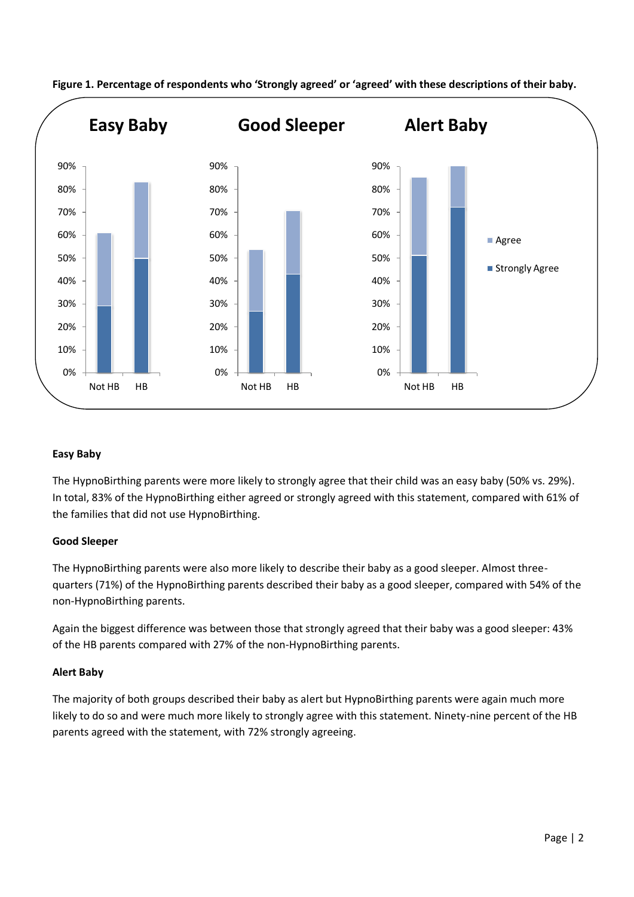**Figure 1. Percentage of respondents who 'Strongly agreed' or 'agreed' with these descriptions of their baby.**

**Easy Baby**

The HypnoBirthing parents were more likely to strongly agree that their child was an easy baby (50% vs. 29%). In total, 83% of the HypnoBirthing either agreed or strongly agreed with this statement, compared with 61% of the families that did not use HypnoBirthing.

**Good Sleeper**

The HypnoBirthing parents were also more likely to describe their baby as a good sleeper. Almost three-quarters (71%) of the HypnoBirthing parents described their baby as a good sleeper, compared with 54% of the non-HypnoBirthing parents.

Again the biggest difference was between those that strongly agreed that their baby was a good sleeper: 43% of the HB parents compared with 27% of the non-HypnoBirthing parents.

**Alert Baby**

The majority of both groups described their baby as alert but HypnoBirthing parents were again much more likely to do so and were much more likely to strongly agree with this statement. Ninety-nine percent of the HB parents agreed with the statement, with 72% strongly agreeing.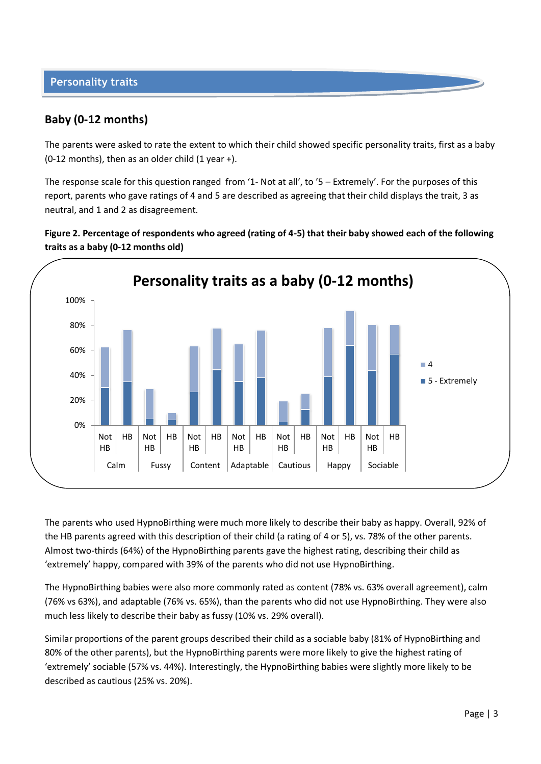## Personality traits

### Baby (0-12 months)

The parents were asked to rate the extent to which their child showed specific personality traits, first as a baby (0-12 months), then as an older child (1 year +).

The response scale for this question ranged from '1- Not at all', to '5 – Extremely'. For the purposes of this report, parents who gave ratings of 4 and 5 are described as agreeing that their child displays the trait, 3 as neutral, and 1 and 2 as disagreement.

**Figure 2. Percentage of respondents who agreed (rating of 4-5) that their baby showed each of the following traits as a baby (0-12 months old)**

The parents who used HypnoBirthing were much more likely to describe their baby as happy. Overall, 92% of the HB parents agreed with this description of their child (a rating of 4 or 5), vs. 78% of the other parents. Almost two-thirds (64%) of the HypnoBirthing parents gave the highest rating, describing their child as 'extremely' happy, compared with 39% of the parents who did not use HypnoBirthing.

The HypnoBirthing babies were also more commonly rated as content (78% vs. 63% overall agreement), calm (76% vs 63%), and adaptable (76% vs. 65%), than the parents who did not use HypnoBirthing. They were also much less likely to describe their baby as fussy (10% vs. 29% overall).

Similar proportions of the parent groups described their child as a sociable baby (81% of HypnoBirthing and 80% of the other parents), but the HypnoBirthing parents were more likely to give the highest rating of 'extremely' sociable (57% vs. 44%). Interestingly, the HypnoBirthing babies were slightly more likely to be described as cautious (25% vs. 20%).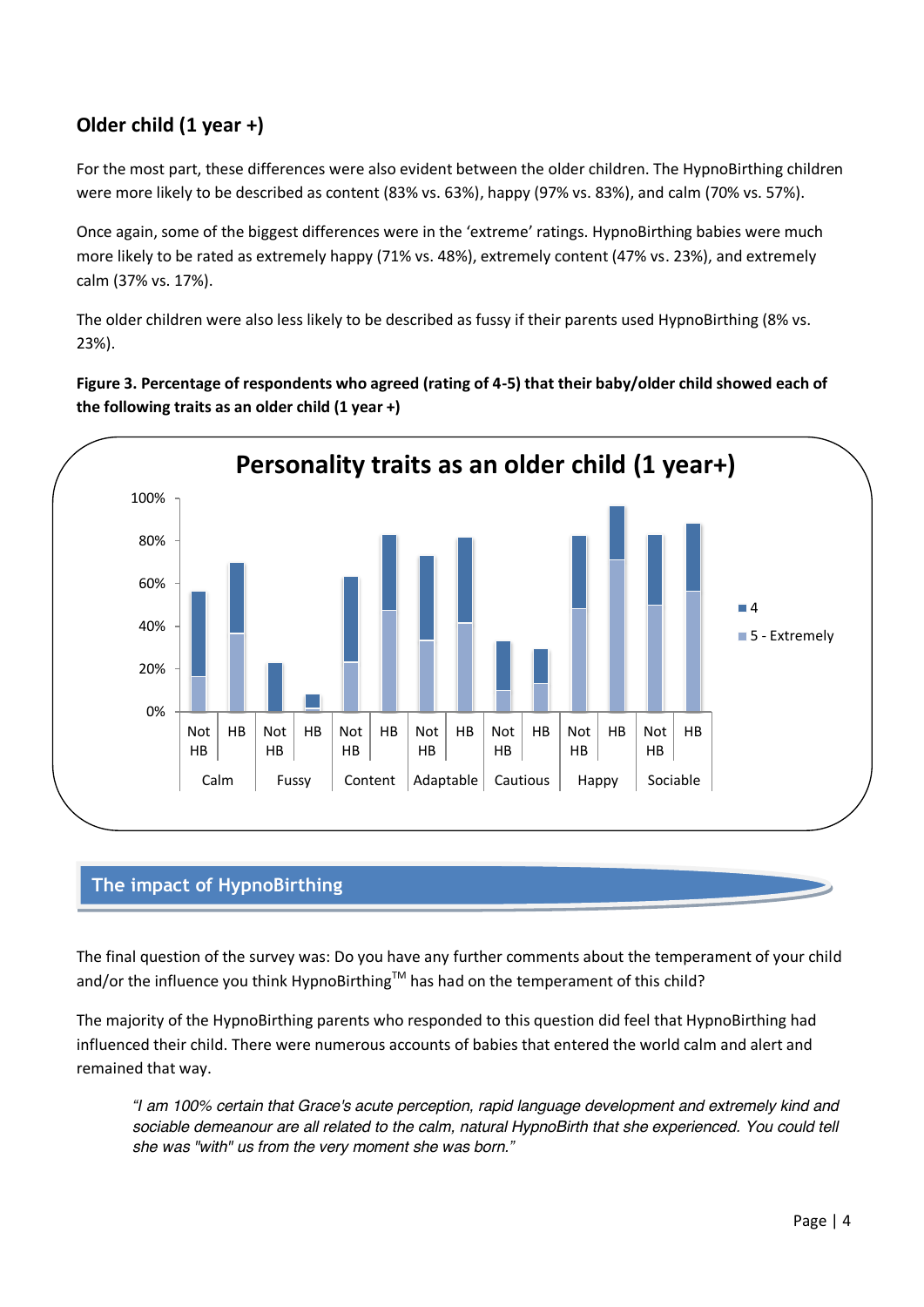## Older child (1 year +)

For the most part, these differences were also evident between the older children. The HypnoBirthing children were more likely to be described as content (83% vs. 63%), happy (97% vs. 83%), and calm (70% vs. 57%).

Once again, some of the biggest differences were in the 'extreme' ratings. HypnoBirthing babies were much more likely to be rated as extremely happy (71% vs. 48%), extremely content (47% vs. 23%), and extremely calm (37% vs. 17%).

The older children were also less likely to be described as fussy if their parents used HypnoBirthing (8% vs. 23%).

**Figure 3. Percentage of respondents who agreed (rating of 4-5) that their baby/older child showed each of the following traits as an older child (1 year +)**

## The impact of HypnoBirthing

The final question of the survey was: Do you have any further comments about the temperament of your child and/or the influence you think HypnoBirthing™ has had on the temperament of this child?

The majority of the HypnoBirthing parents who responded to this question did feel that HypnoBirthing had influenced their child. There were numerous accounts of babies that entered the world calm and alert and remained that way.

> *"I am 100% certain that Grace's acute perception, rapid language development and extremely kind and sociable demeanour are all related to the calm, natural HypnoBirth that she experienced. You could tell she was "with" us from the very moment she was born."*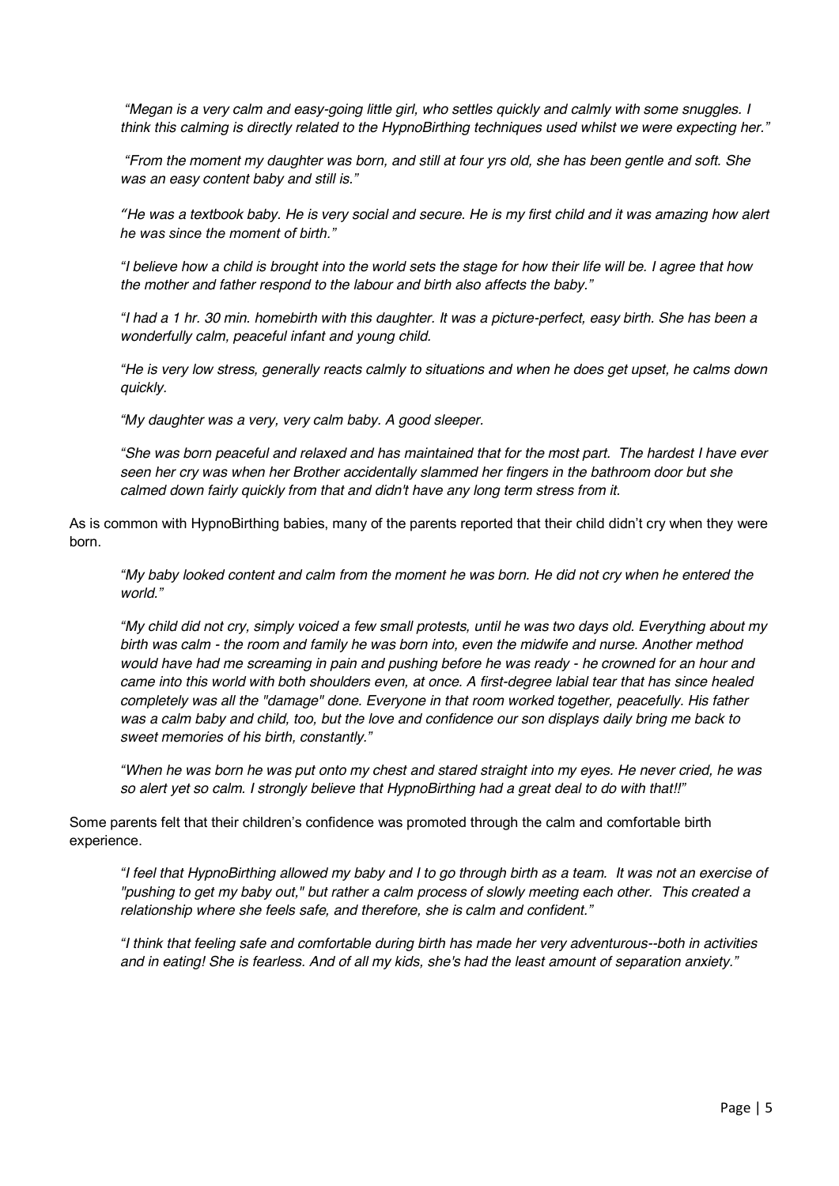*"Megan is a very calm and easy-going little girl, who settles quickly and calmly with some snuggles. I think this calming is directly related to the HypnoBirthing techniques used whilst we were expecting her."*

*"From the moment my daughter was born, and still at four yrs old, she has been gentle and soft. She was an easy content baby and still is."*

*"He was a textbook baby. He is very social and secure. He is my first child and it was amazing how alert he was since the moment of birth."*

*"I believe how a child is brought into the world sets the stage for how their life will be. I agree that how the mother and father respond to the labour and birth also affects the baby."*

*"I had a 1 hr. 30 min. homebirth with this daughter. It was a picture-perfect, easy birth. She has been a wonderfully calm, peaceful infant and young child.*

*"He is very low stress, generally reacts calmly to situations and when he does get upset, he calms down quickly.*

*"My daughter was a very, very calm baby. A good sleeper.*

*"She was born peaceful and relaxed and has maintained that for the most part. The hardest I have ever seen her cry was when her Brother accidentally slammed her fingers in the bathroom door but she calmed down fairly quickly from that and didn't have any long term stress from it.*

As is common with HypnoBirthing babies, many of the parents reported that their child didn't cry when they were born.

*"My baby looked content and calm from the moment he was born. He did not cry when he entered the world."*

*"My child did not cry, simply voiced a few small protests, until he was two days old. Everything about my birth was calm - the room and family he was born into, even the midwife and nurse. Another method would have had me screaming in pain and pushing before he was ready - he crowned for an hour and came into this world with both shoulders even, at once. A first-degree labial tear that has since healed completely was all the "damage" done. Everyone in that room worked together, peacefully. His father was a calm baby and child, too, but the love and confidence our son displays daily bring me back to sweet memories of his birth, constantly."*

*"When he was born he was put onto my chest and stared straight into my eyes. He never cried, he was so alert yet so calm. I strongly believe that HypnoBirthing had a great deal to do with that!!"*

Some parents felt that their children's confidence was promoted through the calm and comfortable birth experience.

*"I feel that HypnoBirthing allowed my baby and I to go through birth as a team. It was not an exercise of "pushing to get my baby out," but rather a calm process of slowly meeting each other. This created a relationship where she feels safe, and therefore, she is calm and confident."*

*"I think that feeling safe and comfortable during birth has made her very adventurous--both in activities and in eating! She is fearless. And of all my kids, she's had the least amount of separation anxiety."*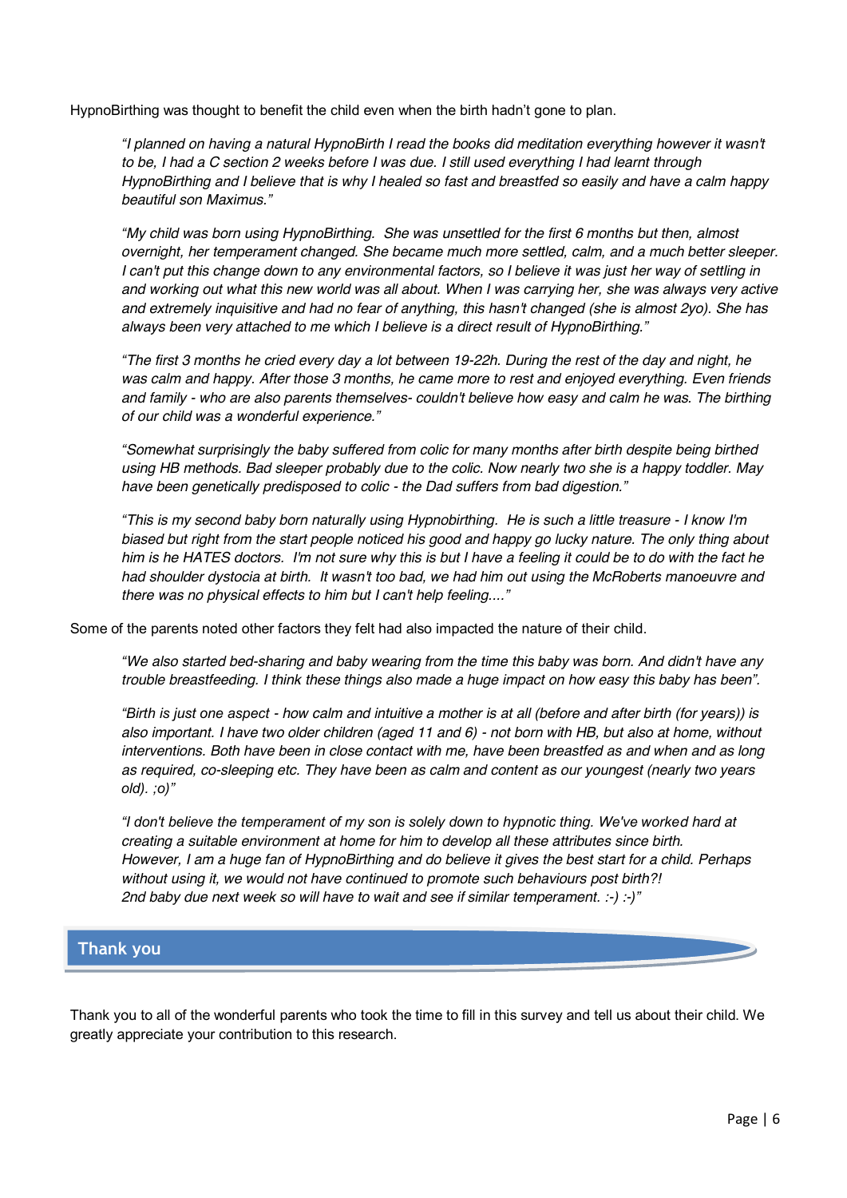HypnoBirthing was thought to benefit the child even when the birth hadn't gone to plan.

> *"I planned on having a natural HypnoBirth I read the books did meditation everything however it wasn't to be, I had a C section 2 weeks before I was due. I still used everything I had learnt through HypnoBirthing and I believe that is why I healed so fast and breastfed so easily and have a calm happy beautiful son Maximus."*

> *"My child was born using HypnoBirthing. She was unsettled for the first 6 months but then, almost overnight, her temperament changed. She became much more settled, calm, and a much better sleeper. I can't put this change down to any environmental factors, so I believe it was just her way of settling in and working out what this new world was all about. When I was carrying her, she was always very active and extremely inquisitive and had no fear of anything, this hasn't changed (she is almost 2yo). She has always been very attached to me which I believe is a direct result of HypnoBirthing."*

> *"The first 3 months he cried every day a lot between 19-22h. During the rest of the day and night, he was calm and happy. After those 3 months, he came more to rest and enjoyed everything. Even friends and family - who are also parents themselves- couldn't believe how easy and calm he was. The birthing of our child was a wonderful experience."*

> *"Somewhat surprisingly the baby suffered from colic for many months after birth despite being birthed using HB methods. Bad sleeper probably due to the colic. Now nearly two she is a happy toddler. May have been genetically predisposed to colic - the Dad suffers from bad digestion."*

> *"This is my second baby born naturally using Hypnobirthing. He is such a little treasure - I know I'm biased but right from the start people noticed his good and happy go lucky nature. The only thing about him is he HATES doctors. I'm not sure why this is but I have a feeling it could be to do with the fact he had shoulder dystocia at birth. It wasn't too bad, we had him out using the McRoberts manoeuvre and there was no physical effects to him but I can't help feeling...."*

Some of the parents noted other factors they felt had also impacted the nature of their child.

> *"We also started bed-sharing and baby wearing from the time this baby was born. And didn't have any trouble breastfeeding. I think these things also made a huge impact on how easy this baby has been".*

> *"Birth is just one aspect - how calm and intuitive a mother is at all (before and after birth (for years)) is also important. I have two older children (aged 11 and 6) - not born with HB, but also at home, without interventions. Both have been in close contact with me, have been breastfed as and when and as long as required, co-sleeping etc. They have been as calm and content as our youngest (nearly two years old). ;o)"*

> *"I don't believe the temperament of my son is solely down to hypnotic thing. We've worked hard at creating a suitable environment at home for him to develop all these attributes since birth. However, I am a huge fan of HypnoBirthing and do believe it gives the best start for a child. Perhaps without using it, we would not have continued to promote such behaviours post birth?! 2nd baby due next week so will have to wait and see if similar temperament. :-) :-)"*

## Thank you

Thank you to all of the wonderful parents who took the time to fill in this survey and tell us about their child. We greatly appreciate your contribution to this research.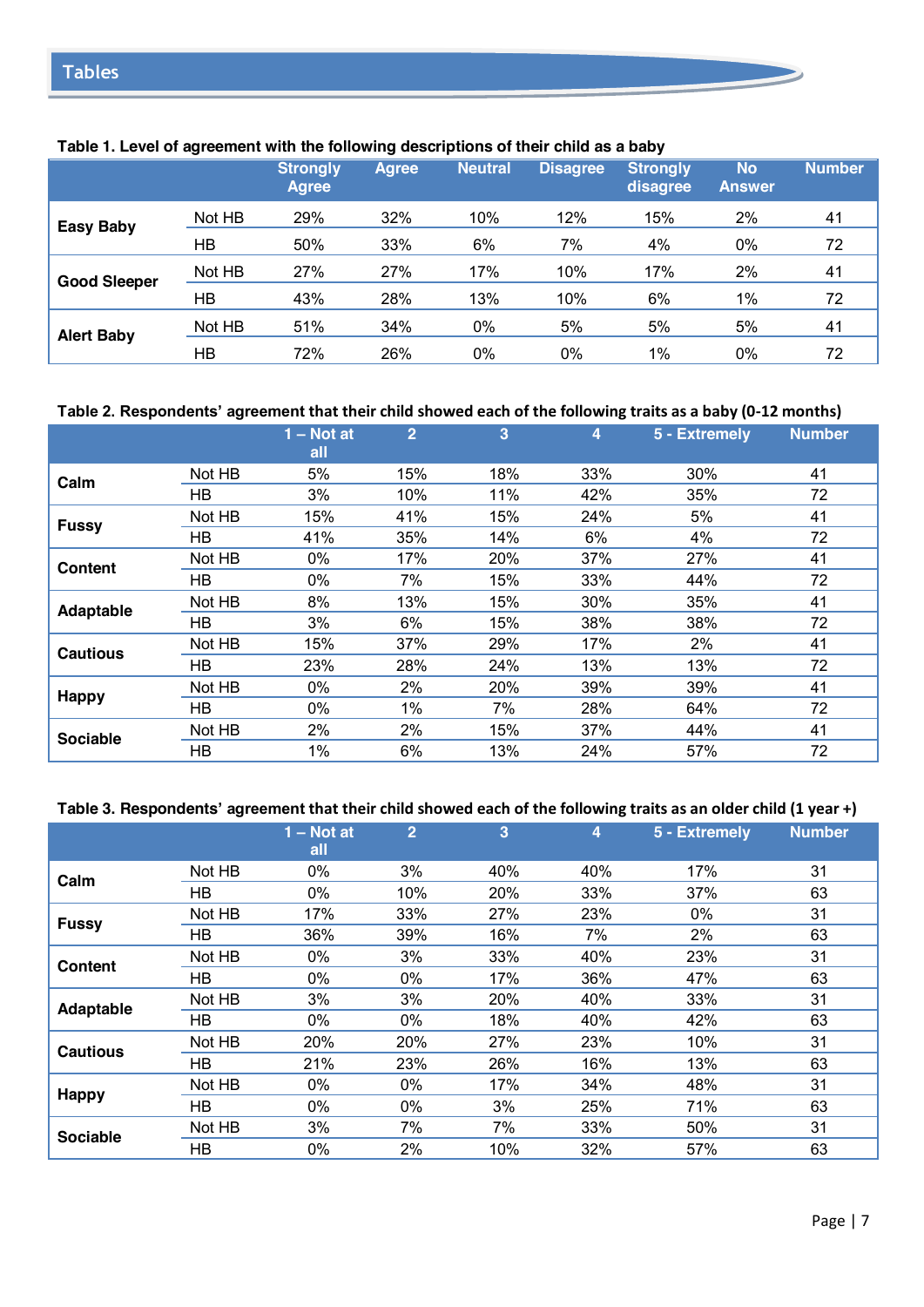# Tables

**Table 1. Level of agreement with the following descriptions of their child as a baby**

| | | Strongly Agree | Agree | Neutral | Disagree | Strongly disagree | No Answer | Number |
|---|---|---|---|---|---|---|---|---|
| **Easy Baby** | Not HB | 29% | 32% | 10% | 12% | 15% | 2% | 41 |
| | HB | 50% | 33% | 6% | 7% | 4% | 0% | 72 |
| **Good Sleeper** | Not HB | 27% | 27% | 17% | 10% | 17% | 2% | 41 |
| | HB | 43% | 28% | 13% | 10% | 6% | 1% | 72 |
| **Alert Baby** | Not HB | 51% | 34% | 0% | 5% | 5% | 5% | 41 |
| | HB | 72% | 26% | 0% | 0% | 1% | 0% | 72 |

**Table 2. Respondents' agreement that their child showed each of the following traits as a baby (0-12 months)**

| | | 1 – Not at all | 2 | 3 | 4 | 5 - Extremely | Number |
|---|---|---|---|---|---|---|---|
| **Calm** | Not HB | 5% | 15% | 18% | 33% | 30% | 41 |
| | HB | 3% | 10% | 11% | 42% | 35% | 72 |
| **Fussy** | Not HB | 15% | 41% | 15% | 24% | 5% | 41 |
| | HB | 41% | 35% | 14% | 6% | 4% | 72 |
| **Content** | Not HB | 0% | 17% | 20% | 37% | 27% | 41 |
| | HB | 0% | 7% | 15% | 33% | 44% | 72 |
| **Adaptable** | Not HB | 8% | 13% | 15% | 30% | 35% | 41 |
| | HB | 3% | 6% | 15% | 38% | 38% | 72 |
| **Cautious** | Not HB | 15% | 37% | 29% | 17% | 2% | 41 |
| | HB | 23% | 28% | 24% | 13% | 13% | 72 |
| **Happy** | Not HB | 0% | 2% | 20% | 39% | 39% | 41 |
| | HB | 0% | 1% | 7% | 28% | 64% | 72 |
| **Sociable** | Not HB | 2% | 2% | 15% | 37% | 44% | 41 |
| | HB | 1% | 6% | 13% | 24% | 57% | 72 |

**Table 3. Respondents' agreement that their child showed each of the following traits as an older child (1 year +)**

| | | 1 – Not at all | 2 | 3 | 4 | 5 - Extremely | Number |
|---|---|---|---|---|---|---|---|
| **Calm** | Not HB | 0% | 3% | 40% | 40% | 17% | 31 |
| | HB | 0% | 10% | 20% | 33% | 37% | 63 |
| **Fussy** | Not HB | 17% | 33% | 27% | 23% | 0% | 31 |
| | HB | 36% | 39% | 16% | 7% | 2% | 63 |
| **Content** | Not HB | 0% | 3% | 33% | 40% | 23% | 31 |
| | HB | 0% | 0% | 17% | 36% | 47% | 63 |
| **Adaptable** | Not HB | 3% | 3% | 20% | 40% | 33% | 31 |
| | HB | 0% | 0% | 18% | 40% | 42% | 63 |
| **Cautious** | Not HB | 20% | 20% | 27% | 23% | 10% | 31 |
| | HB | 21% | 23% | 26% | 16% | 13% | 63 |
| **Happy** | Not HB | 0% | 0% | 17% | 34% | 48% | 31 |
| | HB | 0% | 0% | 3% | 25% | 71% | 63 |
| **Sociable** | Not HB | 3% | 7% | 7% | 33% | 50% | 31 |
| | HB | 0% | 2% | 10% | 32% | 57% | 63 |